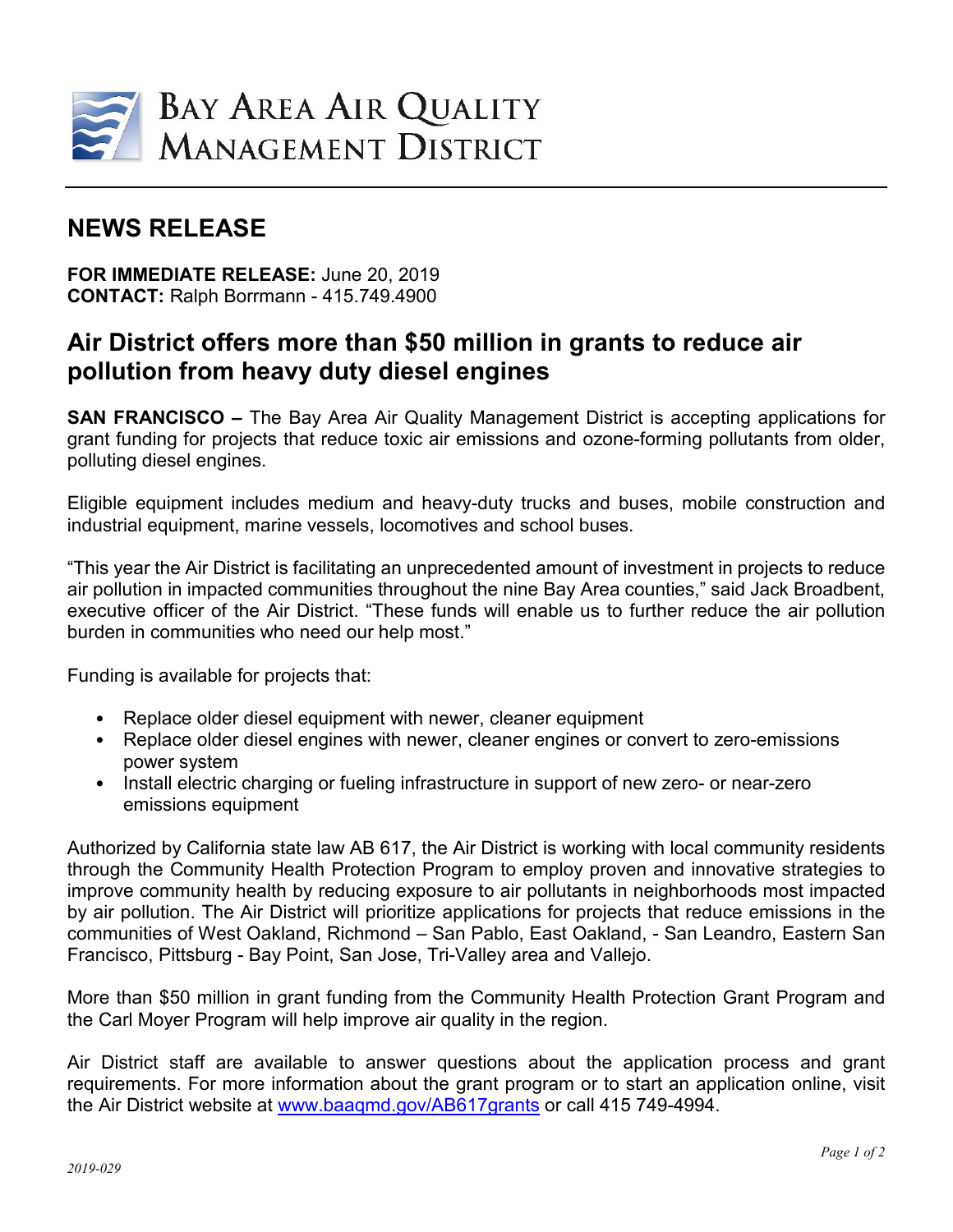BAY AREA AIR QUALITY MANAGEMENT DISTRICT

## NEWS RELEASE

**FOR IMMEDIATE RELEASE:** June 20, 2019
**CONTACT:** Ralph Borrmann - 415.749.4900

# Air District offers more than $50 million in grants to reduce air pollution from heavy duty diesel engines

**SAN FRANCISCO –** The Bay Area Air Quality Management District is accepting applications for grant funding for projects that reduce toxic air emissions and ozone-forming pollutants from older, polluting diesel engines.

Eligible equipment includes medium and heavy-duty trucks and buses, mobile construction and industrial equipment, marine vessels, locomotives and school buses.

"This year the Air District is facilitating an unprecedented amount of investment in projects to reduce air pollution in impacted communities throughout the nine Bay Area counties," said Jack Broadbent, executive officer of the Air District. "These funds will enable us to further reduce the air pollution burden in communities who need our help most."

Funding is available for projects that:

- Replace older diesel equipment with newer, cleaner equipment
- Replace older diesel engines with newer, cleaner engines or convert to zero-emissions power system
- Install electric charging or fueling infrastructure in support of new zero- or near-zero emissions equipment

Authorized by California state law AB 617, the Air District is working with local community residents through the Community Health Protection Program to employ proven and innovative strategies to improve community health by reducing exposure to air pollutants in neighborhoods most impacted by air pollution. The Air District will prioritize applications for projects that reduce emissions in the communities of West Oakland, Richmond – San Pablo, East Oakland, - San Leandro, Eastern San Francisco, Pittsburg - Bay Point, San Jose, Tri-Valley area and Vallejo.

More than $50 million in grant funding from the Community Health Protection Grant Program and the Carl Moyer Program will help improve air quality in the region.

Air District staff are available to answer questions about the application process and grant requirements. For more information about the grant program or to start an application online, visit the Air District website at [www.baaqmd.gov/AB617grants](http://www.baaqmd.gov/AB617grants) or call 415 749-4994.

*2019-029*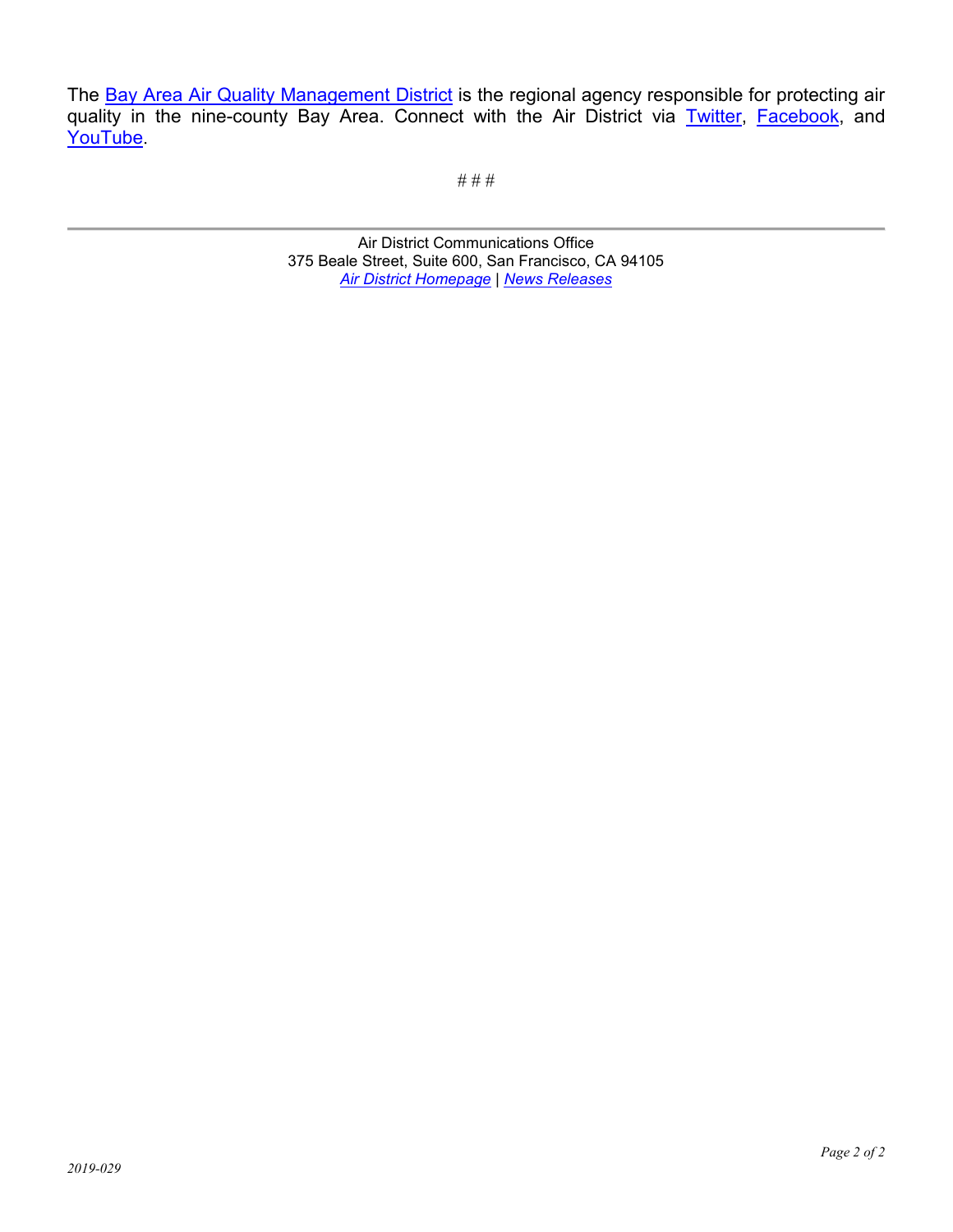The Bay Area Air Quality Management District is the regional agency responsible for protecting air quality in the nine-county Bay Area. Connect with the Air District via Twitter, Facebook, and YouTube.

# # #

---

Air District Communications Office
375 Beale Street, Suite 600, San Francisco, CA 94105
*Air District Homepage* | *News Releases*

*2019-029*